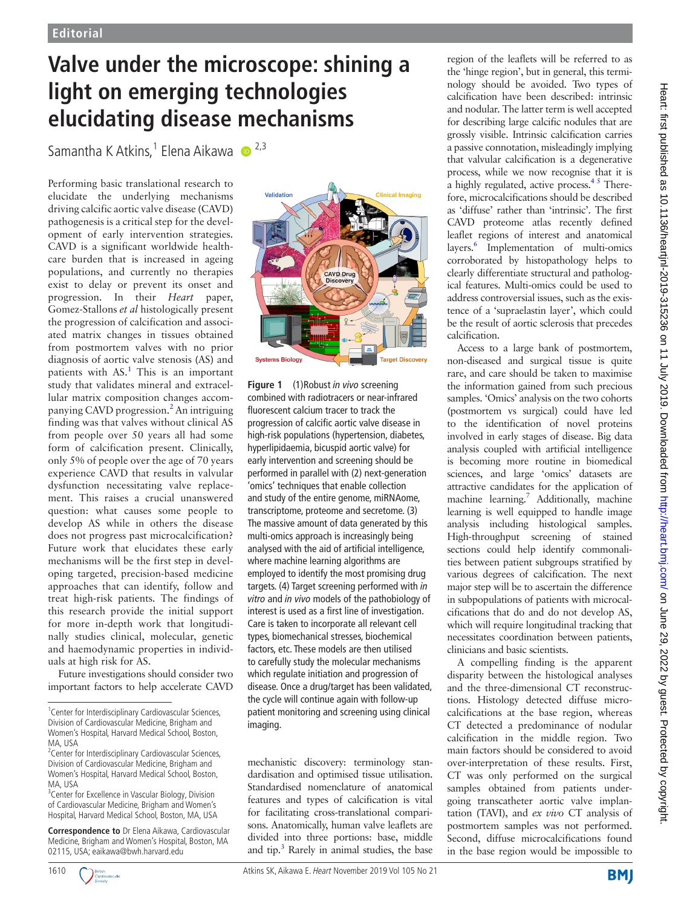Editorial

# Valve under the microscope: shining a light on emerging technologies elucidating disease mechanisms

Samantha K Atkins,[1] Elena Aikawa [2,3]

Performing basic translational research to elucidate the underlying mechanisms driving calcific aortic valve disease (CAVD) pathogenesis is a critical step for the development of early intervention strategies. CAVD is a significant worldwide healthcare burden that is increased in ageing populations, and currently no therapies exist to delay or prevent its onset and progression. In their *Heart* paper, Gomez-Stallons *et al* histologically present the progression of calcification and associated matrix changes in tissues obtained from postmortem valves with no prior diagnosis of aortic valve stenosis (AS) and patients with AS.[1] This is an important study that validates mineral and extracellular matrix composition changes accompanying CAVD progression.[2] An intriguing finding was that valves without clinical AS from people over 50 years all had some form of calcification present. Clinically, only 5% of people over the age of 70 years experience CAVD that results in valvular dysfunction necessitating valve replacement. This raises a crucial unanswered question: what causes some people to develop AS while in others the disease does not progress past microcalcification? Future work that elucidates these early mechanisms will be the first step in developing targeted, precision-based medicine approaches that can identify, follow and treat high-risk patients. The findings of this research provide the initial support for more in-depth work that longitudinally studies clinical, molecular, genetic and haemodynamic properties in individuals at high risk for AS.

Future investigations should consider two important factors to help accelerate CAVD mechanistic discovery: terminology standardisation and optimised tissue utilisation. Standardised nomenclature of anatomical features and types of calcification is vital for facilitating cross-translational comparisons. Anatomically, human valve leaflets are divided into three portions: base, middle and tip.[3] Rarely in animal studies, the base region of the leaflets will be referred to as the 'hinge region', but in general, this terminology should be avoided. Two types of calcification have been described: intrinsic and nodular. The latter term is well accepted for describing large calcific nodules that are grossly visible. Intrinsic calcification carries a passive connotation, misleadingly implying that valvular calcification is a degenerative process, while we now recognise that it is a highly regulated, active process.[4,5] Therefore, microcalcifications should be described as 'diffuse' rather than 'intrinsic'. The first CAVD proteome atlas recently defined leaflet regions of interest and anatomical layers.[6] Implementation of multi-omics corroborated by histopathology helps to clearly differentiate structural and pathological features. Multi-omics could be used to address controversial issues, such as the existence of a 'supraelastin layer', which could be the result of aortic sclerosis that precedes calcification.

Figure 1 (1)Robust *in vivo* screening combined with radiotracers or near-infrared fluorescent calcium tracer to track the progression of calcific aortic valve disease in high-risk populations (hypertension, diabetes, hyperlipidaemia, bicuspid aortic valve) for early intervention and screening should be performed in parallel with (2) next-generation 'omics' techniques that enable collection and study of the entire genome, miRNAome, transcriptome, proteome and secretome. (3) The massive amount of data generated by this multi-omics approach is increasingly being analysed with the aid of artificial intelligence, where machine learning algorithms are employed to identify the most promising drug targets. (4) Target screening performed with *in vitro* and *in vivo* models of the pathobiology of interest is used as a first line of investigation. Care is taken to incorporate all relevant cell types, biomechanical stresses, biochemical factors, etc. These models are then utilised to carefully study the molecular mechanisms which regulate initiation and progression of disease. Once a drug/target has been validated, the cycle will continue again with follow-up patient monitoring and screening using clinical imaging.

Access to a large bank of postmortem, non-diseased and surgical tissue is quite rare, and care should be taken to maximise the information gained from such precious samples. 'Omics' analysis on the two cohorts (postmortem vs surgical) could have led to the identification of novel proteins involved in early stages of disease. Big data analysis coupled with artificial intelligence is becoming more routine in biomedical sciences, and large 'omics' datasets are attractive candidates for the application of machine learning.[7] Additionally, machine learning is well equipped to handle image analysis including histological samples. High-throughput screening of stained sections could help identify commonalities between patient subgroups stratified by various degrees of calcification. The next major step will be to ascertain the difference in subpopulations of patients with microcalcifications that do and do not develop AS, which will require longitudinal tracking that necessitates coordination between patients, clinicians and basic scientists.

A compelling finding is the apparent disparity between the histological analyses and the three-dimensional CT reconstructions. Histology detected diffuse microcalcifications at the base region, whereas CT detected a predominance of nodular calcification in the middle region. Two main factors should be considered to avoid over-interpretation of these results. First, CT was only performed on the surgical samples obtained from patients undergoing transcatheter aortic valve implantation (TAVI), and *ex vivo* CT analysis of postmortem samples was not performed. Second, diffuse microcalcifications found in the base region would be impossible to

[1]Center for Interdisciplinary Cardiovascular Sciences, Division of Cardiovascular Medicine, Brigham and Women's Hospital, Harvard Medical School, Boston, MA, USA
[2]Center for Interdisciplinary Cardiovascular Sciences, Division of Cardiovascular Medicine, Brigham and Women's Hospital, Harvard Medical School, Boston, MA, USA
[3]Center for Excellence in Vascular Biology, Division of Cardiovascular Medicine, Brigham and Women's Hospital, Harvard Medical School, Boston, MA, USA

**Correspondence to** Dr Elena Aikawa, Cardiovascular Medicine, Brigham and Women's Hospital, Boston, MA 02115, USA; eaikawa@bwh.harvard.edu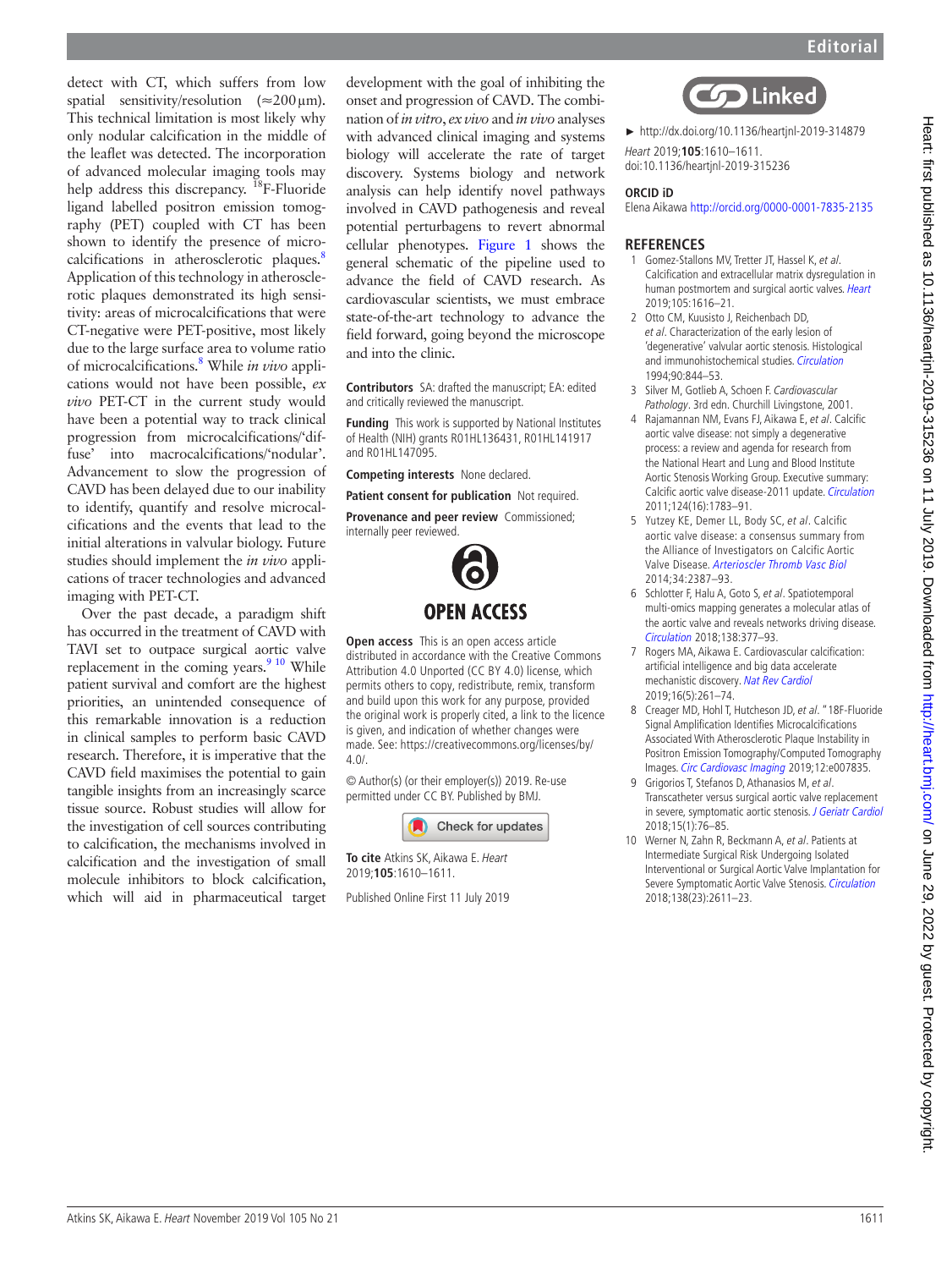detect with CT, which suffers from low spatial sensitivity/resolution (≈200 µm). This technical limitation is most likely why only nodular calcification in the middle of the leaflet was detected. The incorporation of advanced molecular imaging tools may help address this discrepancy. $^{18}$F-Fluoride ligand labelled positron emission tomography (PET) coupled with CT has been shown to identify the presence of microcalcifications in atherosclerotic plaques.[8] Application of this technology in atherosclerotic plaques demonstrated its high sensitivity: areas of microcalcifications that were CT-negative were PET-positive, most likely due to the large surface area to volume ratio of microcalcifications.[8] While *in vivo* applications would not have been possible, *ex vivo* PET-CT in the current study would have been a potential way to track clinical progression from microcalcifications/'diffuse' into macrocalcifications/'nodular'. Advancement to slow the progression of CAVD has been delayed due to our inability to identify, quantify and resolve microcalcifications and the events that lead to the initial alterations in valvular biology. Future studies should implement the *in vivo* applications of tracer technologies and advanced imaging with PET-CT.

Over the past decade, a paradigm shift has occurred in the treatment of CAVD with TAVI set to outpace surgical aortic valve replacement in the coming years.[9,10] While patient survival and comfort are the highest priorities, an unintended consequence of this remarkable innovation is a reduction in clinical samples to perform basic CAVD research. Therefore, it is imperative that the CAVD field maximises the potential to gain tangible insights from an increasingly scarce tissue source. Robust studies will allow for the investigation of cell sources contributing to calcification, the mechanisms involved in calcification and the investigation of small molecule inhibitors to block calcification, which will aid in pharmaceutical target development with the goal of inhibiting the onset and progression of CAVD. The combination of *in vitro*, *ex vivo* and *in vivo* analyses with advanced clinical imaging and systems biology will accelerate the rate of target discovery. Systems biology and network analysis can help identify novel pathways involved in CAVD pathogenesis and reveal potential perturbagens to revert abnormal cellular phenotypes. Figure 1 shows the general schematic of the pipeline used to advance the field of CAVD research. As cardiovascular scientists, we must embrace state-of-the-art technology to advance the field forward, going beyond the microscope and into the clinic.

**Contributors** SA: drafted the manuscript; EA: edited and critically reviewed the manuscript.

**Funding** This work is supported by National Institutes of Health (NIH) grants R01HL136431, R01HL141917 and R01HL147095.

**Competing interests** None declared.

**Patient consent for publication** Not required.

**Provenance and peer review** Commissioned; internally peer reviewed.

OPEN ACCESS

**Open access** This is an open access article distributed in accordance with the Creative Commons Attribution 4.0 Unported (CC BY 4.0) license, which permits others to copy, redistribute, remix, transform and build upon this work for any purpose, provided the original work is properly cited, a link to the licence is given, and indication of whether changes were made. See: https://creativecommons.org/licenses/by/4.0/.

© Author(s) (or their employer(s)) 2019. Re-use permitted under CC BY. Published by BMJ.

**To cite** Atkins SK, Aikawa E. *Heart* 2019;**105**:1610–1611.

Published Online First 11 July 2019

► http://dx.doi.org/10.1136/heartjnl-2019-314879

*Heart* 2019;**105**:1610–1611.
doi:10.1136/heartjnl-2019-315236

**ORCID iD**

Elena Aikawa http://orcid.org/0000-0001-7835-2135

## REFERENCES

1. Gomez-Stallons MV, Tretter JT, Hassel K, *et al*. Calcification and extracellular matrix dysregulation in human postmortem and surgical aortic valves. *Heart* 2019;105:1616–21.
2. Otto CM, Kuusisto J, Reichenbach DD, *et al*. Characterization of the early lesion of 'degenerative' valvular aortic stenosis. Histological and immunohistochemical studies. *Circulation* 1994;90:844–53.
3. Silver M, Gotlieb A, Schoen F. *Cardiovascular Pathology*. 3rd edn. Churchill Livingstone, 2001.
4. Rajamannan NM, Evans FJ, Aikawa E, *et al*. Calcific aortic valve disease: not simply a degenerative process: a review and agenda for research from the National Heart and Lung and Blood Institute Aortic Stenosis Working Group. Executive summary: Calcific aortic valve disease-2011 update. *Circulation* 2011;124(16):1783–91.
5. Yutzey KE, Demer LL, Body SC, *et al*. Calcific aortic valve disease: a consensus summary from the Alliance of Investigators on Calcific Aortic Valve Disease. *Arterioscler Thromb Vasc Biol* 2014;34:2387–93.
6. Schlotter F, Halu A, Goto S, *et al*. Spatiotemporal multi-omics mapping generates a molecular atlas of the aortic valve and reveals networks driving disease. *Circulation* 2018;138:377–93.
7. Rogers MA, Aikawa E. Cardiovascular calcification: artificial intelligence and big data accelerate mechanistic discovery. *Nat Rev Cardiol* 2019;16(5):261–74.
8. Creager MD, Hohl T, Hutcheson JD, *et al*. "18F-Fluoride Signal Amplification Identifies Microcalcifications Associated With Atherosclerotic Plaque Instability in Positron Emission Tomography/Computed Tomography Images. *Circ Cardiovasc Imaging* 2019;12:e007835.
9. Grigorios T, Stefanos D, Athanasios M, *et al*. Transcatheter versus surgical aortic valve replacement in severe, symptomatic aortic stenosis. *J Geriatr Cardiol* 2018;15(1):76–85.
10. Werner N, Zahn R, Beckmann A, *et al*. Patients at Intermediate Surgical Risk Undergoing Isolated Interventional or Surgical Aortic Valve Implantation for Severe Symptomatic Aortic Valve Stenosis. *Circulation* 2018;138(23):2611–23.